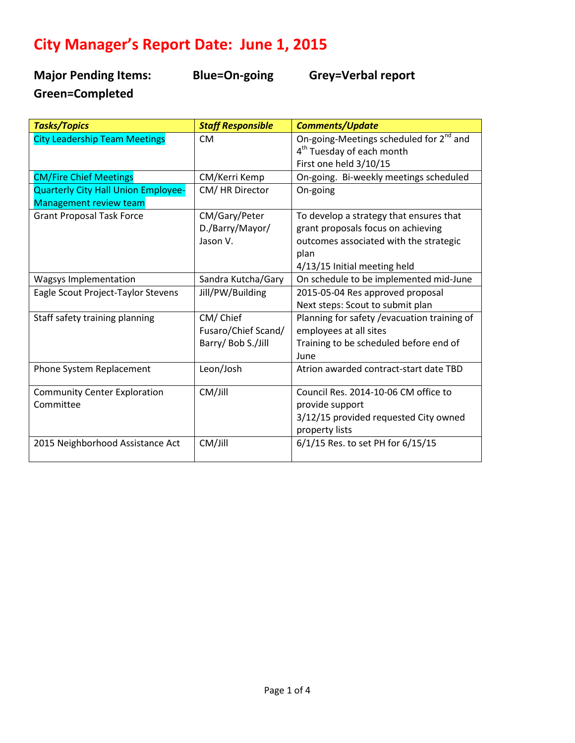# City Manager's Report Date: June 1, 2015

**Major Pending Items: Blue=On-going Grey=Verbal report Green=Completed**

| ***Tasks/Topics*** | ***Staff Responsible*** | ***Comments/Update*** |
|---|---|---|
| City Leadership Team Meetings | CM | On-going-Meetings scheduled for 2nd and 4th Tuesday of each month<br>First one held 3/10/15 |
| CM/Fire Chief Meetings | CM/Kerri Kemp | On-going. Bi-weekly meetings scheduled |
| Quarterly City Hall Union Employee-Management review team | CM/ HR Director | On-going |
| Grant Proposal Task Force | CM/Gary/Peter D./Barry/Mayor/ Jason V. | To develop a strategy that ensures that grant proposals focus on achieving outcomes associated with the strategic plan<br>4/13/15 Initial meeting held |
| Wagsys Implementation | Sandra Kutcha/Gary | On schedule to be implemented mid-June |
| Eagle Scout Project-Taylor Stevens | Jill/PW/Building | 2015-05-04 Res approved proposal<br>Next steps: Scout to submit plan |
| Staff safety training planning | CM/ Chief Fusaro/Chief Scand/ Barry/ Bob S./Jill | Planning for safety /evacuation training of employees at all sites<br>Training to be scheduled before end of June |
| Phone System Replacement | Leon/Josh | Atrion awarded contract-start date TBD |
| Community Center Exploration Committee | CM/Jill | Council Res. 2014-10-06 CM office to provide support<br>3/12/15 provided requested City owned property lists |
| 2015 Neighborhood Assistance Act | CM/Jill | 6/1/15 Res. to set PH for 6/15/15 |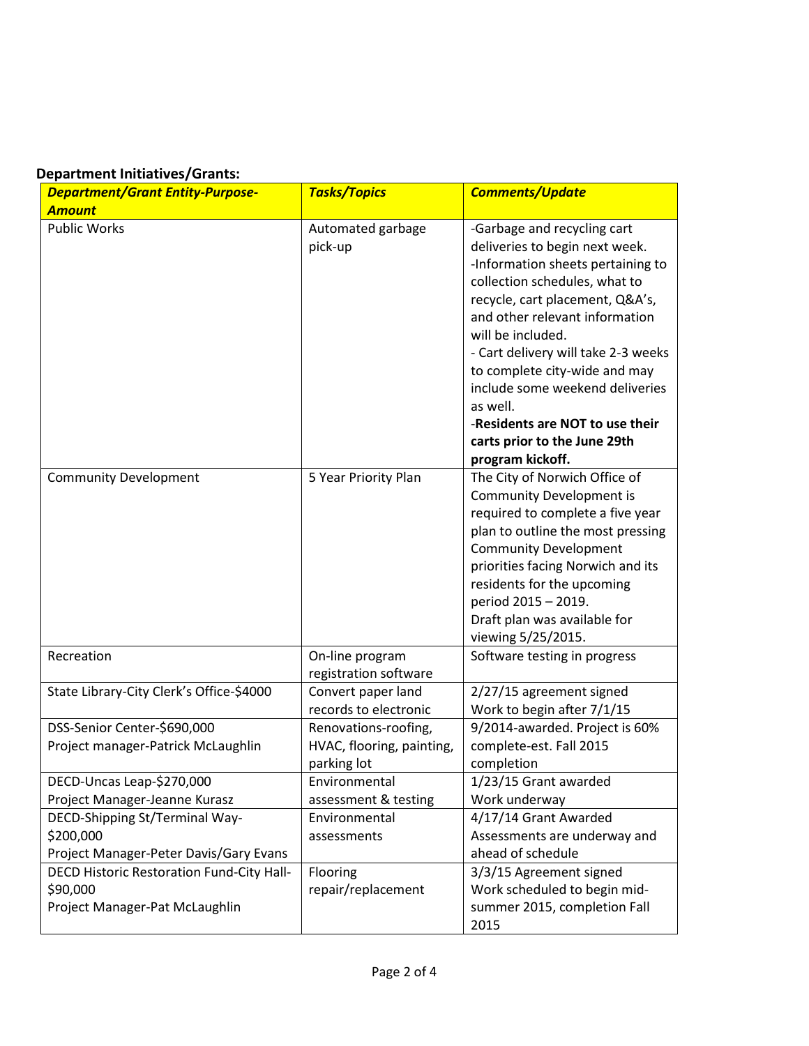**Department Initiatives/Grants:**

| ***Department/Grant Entity-Purpose-Amount*** | ***Tasks/Topics*** | ***Comments/Update*** |
|---|---|---|
| Public Works | Automated garbage pick-up | -Garbage and recycling cart deliveries to begin next week.<br>-Information sheets pertaining to collection schedules, what to recycle, cart placement, Q&A's, and other relevant information will be included.<br>- Cart delivery will take 2-3 weeks to complete city-wide and may include some weekend deliveries as well.<br>-**Residents are NOT to use their carts prior to the June 29th program kickoff.** |
| Community Development | 5 Year Priority Plan | The City of Norwich Office of Community Development is required to complete a five year plan to outline the most pressing Community Development priorities facing Norwich and its residents for the upcoming period 2015 – 2019.<br>Draft plan was available for viewing 5/25/2015. |
| Recreation | On-line program registration software | Software testing in progress |
| State Library-City Clerk's Office-$4000 | Convert paper land records to electronic | 2/27/15 agreement signed<br>Work to begin after 7/1/15 |
| DSS-Senior Center-$690,000<br>Project manager-Patrick McLaughlin | Renovations-roofing, HVAC, flooring, painting, parking lot | 9/2014-awarded. Project is 60% complete-est. Fall 2015 completion |
| DECD-Uncas Leap-$270,000<br>Project Manager-Jeanne Kurasz | Environmental assessment & testing | 1/23/15 Grant awarded<br>Work underway |
| DECD-Shipping St/Terminal Way-$200,000<br>Project Manager-Peter Davis/Gary Evans | Environmental assessments | 4/17/14 Grant Awarded<br>Assessments are underway and ahead of schedule |
| DECD Historic Restoration Fund-City Hall-$90,000<br>Project Manager-Pat McLaughlin | Flooring repair/replacement | 3/3/15 Agreement signed<br>Work scheduled to begin mid-summer 2015, completion Fall 2015 |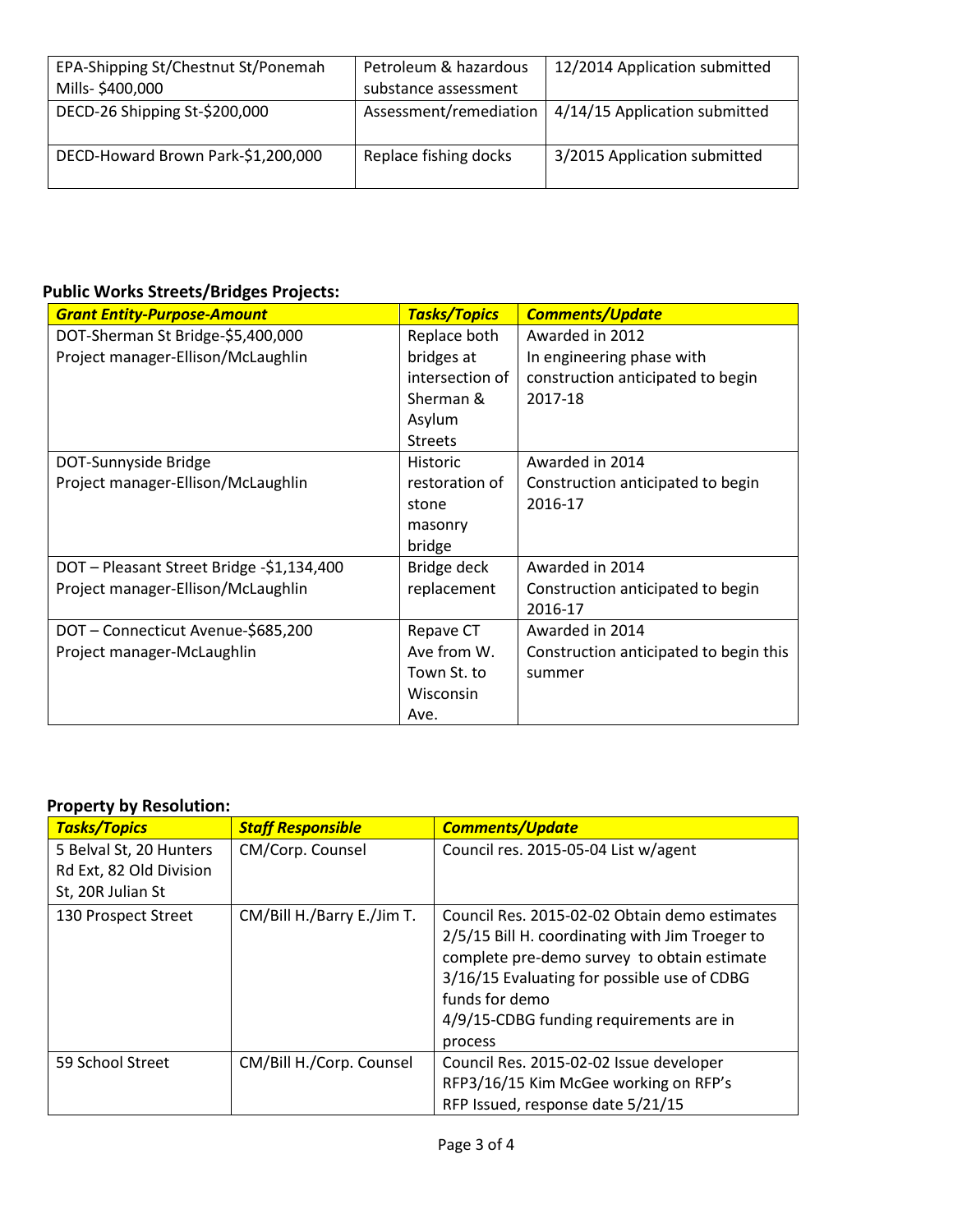| | | |
|---|---|---|
| EPA-Shipping St/Chestnut St/Ponemah Mills- $400,000 | Petroleum & hazardous substance assessment | 12/2014 Application submitted |
| DECD-26 Shipping St-$200,000 | Assessment/remediation | 4/14/15 Application submitted |
| DECD-Howard Brown Park-$1,200,000 | Replace fishing docks | 3/2015 Application submitted |

**Public Works Streets/Bridges Projects:**

| *Grant Entity-Purpose-Amount* | *Tasks/Topics* | *Comments/Update* |
|---|---|---|
| DOT-Sherman St Bridge-$5,400,000<br>Project manager-Ellison/McLaughlin | Replace both bridges at intersection of Sherman & Asylum Streets | Awarded in 2012<br>In engineering phase with construction anticipated to begin 2017-18 |
| DOT-Sunnyside Bridge<br>Project manager-Ellison/McLaughlin | Historic restoration of stone masonry bridge | Awarded in 2014<br>Construction anticipated to begin 2016-17 |
| DOT – Pleasant Street Bridge -$1,134,400<br>Project manager-Ellison/McLaughlin | Bridge deck replacement | Awarded in 2014<br>Construction anticipated to begin 2016-17 |
| DOT – Connecticut Avenue-$685,200<br>Project manager-McLaughlin | Repave CT Ave from W. Town St. to Wisconsin Ave. | Awarded in 2014<br>Construction anticipated to begin this summer |

**Property by Resolution:**

| *Tasks/Topics* | *Staff Responsible* | *Comments/Update* |
|---|---|---|
| 5 Belval St, 20 Hunters Rd Ext, 82 Old Division St, 20R Julian St | CM/Corp. Counsel | Council res. 2015-05-04 List w/agent |
| 130 Prospect Street | CM/Bill H./Barry E./Jim T. | Council Res. 2015-02-02 Obtain demo estimates<br>2/5/15 Bill H. coordinating with Jim Troeger to complete pre-demo survey to obtain estimate<br>3/16/15 Evaluating for possible use of CDBG funds for demo<br>4/9/15-CDBG funding requirements are in process |
| 59 School Street | CM/Bill H./Corp. Counsel | Council Res. 2015-02-02 Issue developer RFP3/16/15 Kim McGee working on RFP's<br>RFP Issued, response date 5/21/15 |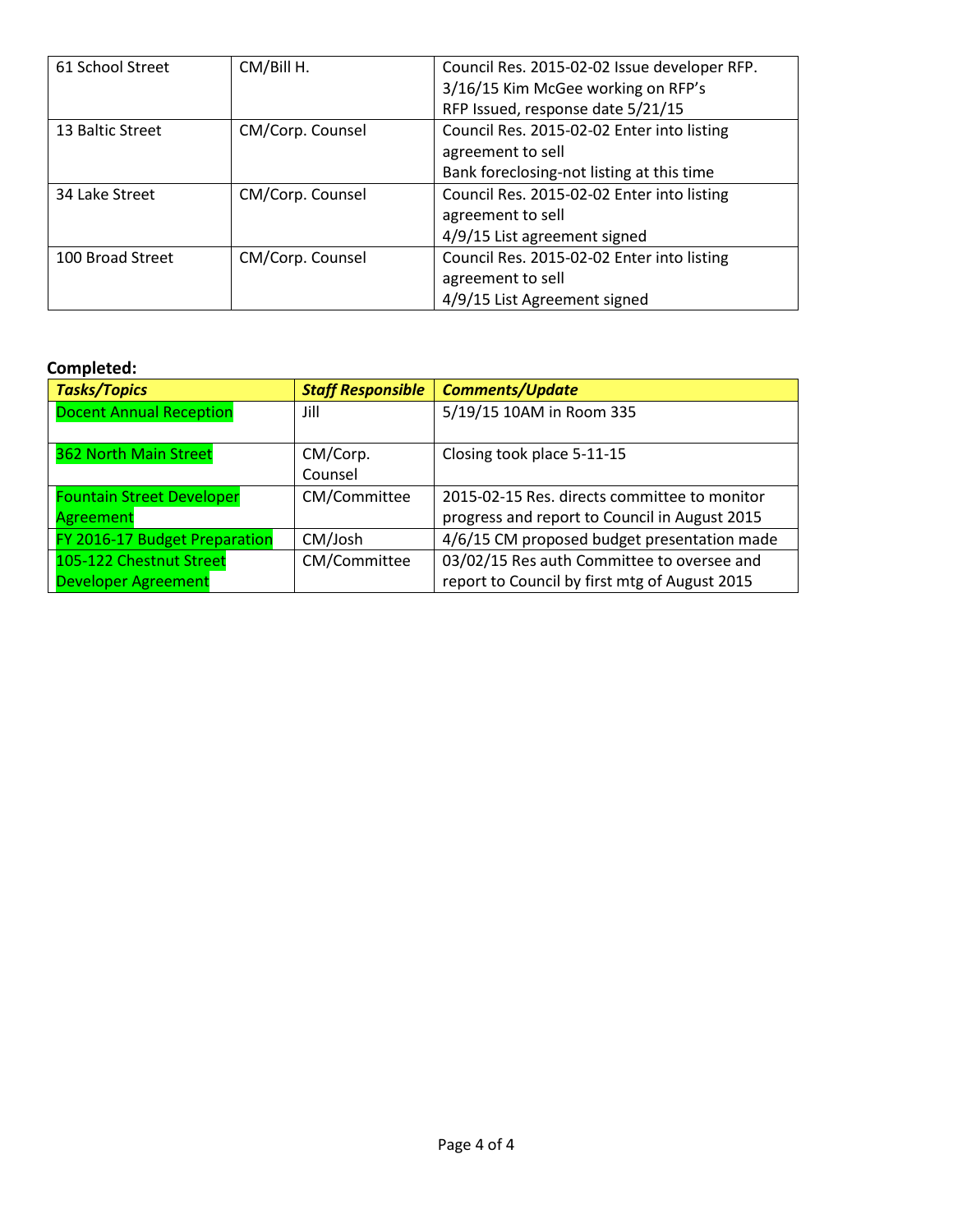| | | |
|---|---|---|
| 61 School Street | CM/Bill H. | Council Res. 2015-02-02 Issue developer RFP.<br>3/16/15 Kim McGee working on RFP's<br>RFP Issued, response date 5/21/15 |
| 13 Baltic Street | CM/Corp. Counsel | Council Res. 2015-02-02 Enter into listing agreement to sell<br>Bank foreclosing-not listing at this time |
| 34 Lake Street | CM/Corp. Counsel | Council Res. 2015-02-02 Enter into listing agreement to sell<br>4/9/15 List agreement signed |
| 100 Broad Street | CM/Corp. Counsel | Council Res. 2015-02-02 Enter into listing agreement to sell<br>4/9/15 List Agreement signed |

**Completed:**

| ***Tasks/Topics*** | ***Staff Responsible*** | ***Comments/Update*** |
|---|---|---|
| Docent Annual Reception | Jill | 5/19/15 10AM in Room 335 |
| 362 North Main Street | CM/Corp. Counsel | Closing took place 5-11-15 |
| Fountain Street Developer Agreement | CM/Committee | 2015-02-15 Res. directs committee to monitor progress and report to Council in August 2015 |
| FY 2016-17 Budget Preparation | CM/Josh | 4/6/15 CM proposed budget presentation made |
| 105-122 Chestnut Street Developer Agreement | CM/Committee | 03/02/15 Res auth Committee to oversee and report to Council by first mtg of August 2015 |